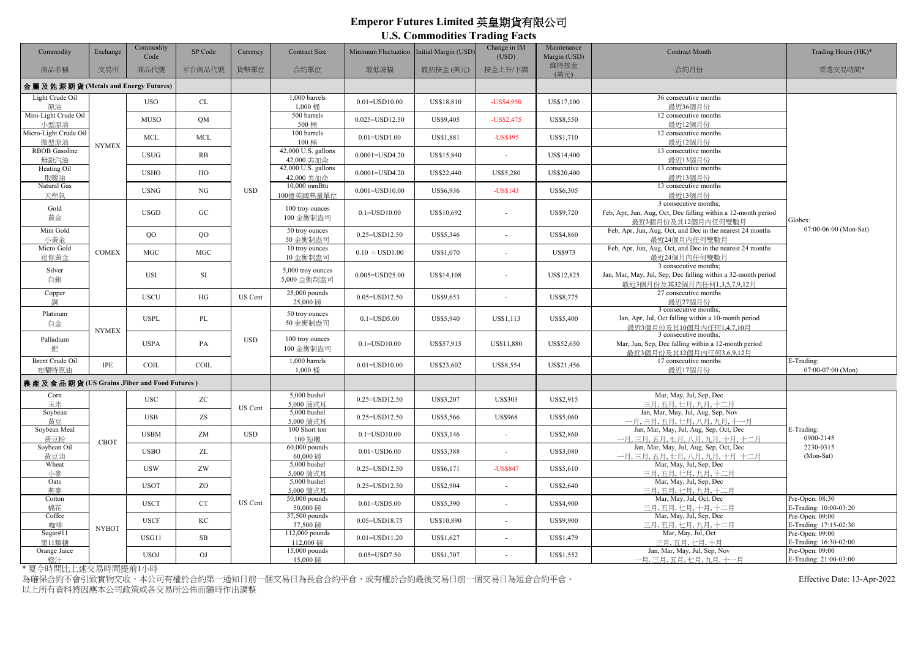# Emperor Futures Limited 英皇期貨有限公司

## U.S. Commodities Trading Facts

| Commodity 商品名稱 | Exchange 交易所 | Commodity Code 商品代號 | SP Code 平台商品代號 | Currency 貨幣單位 | Contract Size 合約單位 | Minimum Fluctuation 最低波幅 | Initial Margin (USD) 最初按金 (美元) | Change in IM (USD) 按金上升/下調 | Maintenance Margin (USD) 維持按金 (美元) | Contract Month 合約月份 | Trading Hours (HK)* 香港交易時間* |
|---|---|---|---|---|---|---|---|---|---|---|---|
| **金 屬 及 能 源 期 貨 (Metals and Energy Futures)** | | | | | | | | | | | |
| Light Crude Oil 原油 | NYMEX | USO | CL | USD | 1,000 barrels 1,000 桶 | 0.01=USD10.00 | US$18,810 | -US$4,950 | US$17,100 | 36 consecutive months 最近36個月份 | Globex: 07:00-06:00 (Mon-Sat) |
| Mini-Light Crude Oil 小型原油 | NYMEX | MUSO | QM | USD | 500 barrels 500 桶 | 0.025=USD12.50 | US$9,405 | -US$2,475 | US$8,550 | 12 consecutive months 最近12個月份 | Globex: 07:00-06:00 (Mon-Sat) |
| Micro-Light Crude Oil 微型原油 | NYMEX | MCL | MCL | USD | 100 barrels 100 桶 | 0.01=USD1.00 | US$1,881 | -US$495 | US$1,710 | 12 consecutive months 最近12個月份 | Globex: 07:00-06:00 (Mon-Sat) |
| RBOB Gasoline 無鉛汽油 | NYMEX | USUG | RB | USD | 42,000 U.S. gallons 42,000 美加侖 | 0.0001=USD4.20 | US$15,840 | - | US$14,400 | 13 consecutive months 最近13個月份 | Globex: 07:00-06:00 (Mon-Sat) |
| Heating Oil 取暖油 | NYMEX | USHO | HO | USD | 42,000 U.S. gallons 42,000 美加侖 | 0.0001=USD4.20 | US$22,440 | US$5,280 | US$20,400 | 13 consecutive months 最近13個月份 | Globex: 07:00-06:00 (Mon-Sat) |
| Natural Gas 天然氣 | NYMEX | USNG | NG | USD | 10,000 mmBtu 100億英國熱量單位 | 0.001=USD10.00 | US$6,936 | -US$143 | US$6,305 | 13 consecutive months 最近13個月份 | Globex: 07:00-06:00 (Mon-Sat) |
| Gold 黃金 | COMEX | USGD | GC | USD | 100 troy ounces 100 金衡制盎司 | 0.1=USD10.00 | US$10,692 | - | US$9,720 | 3 consecutive months; Feb, Apr, Jun, Aug, Oct, Dec falling within a 12-month period 最近3個月份及其12個月內任何雙數月 | Globex: 07:00-06:00 (Mon-Sat) |
| Mini Gold 小黃金 | COMEX | QO | QO | USD | 50 troy ounces 50 金衡制盎司 | 0.25=USD12.50 | US$5,346 | - | US$4,860 | Feb, Apr, Jun, Aug, Oct, and Dec in the nearest 24 months 最近24個月內任何雙數月 | Globex: 07:00-06:00 (Mon-Sat) |
| Micro Gold 迷你黃金 | COMEX | MGC | MGC | USD | 10 troy ounces 10 金衡制盎司 | 0.10 = USD1.00 | US$1,070 | - | US$973 | Feb, Apr, Jun, Aug, Oct, and Dec in the nearest 24 months 最近24個月內任何雙數月 | Globex: 07:00-06:00 (Mon-Sat) |
| Silver 白銀 | COMEX | USI | SI | USD | 5,000 troy ounces 5,000 金衡制盎司 | 0.005=USD25.00 | US$14,108 | - | US$12,825 | 3 consecutive months; Jan, Mar, May, Jul, Sep, Dec falling within a 32-month period 最近3個月份及其32個月內任何1,3,5,7,9,12月 | Globex: 07:00-06:00 (Mon-Sat) |
| Copper 銅 | COMEX | USCU | HG | US Cent | 25,000 pounds 25,000 磅 | 0.05=USD12.50 | US$9,653 | - | US$8,775 | 27 consecutive months 最近27個月份 | Globex: 07:00-06:00 (Mon-Sat) |
| Platinum 白金 | NYMEX | USPL | PL | USD | 50 troy ounces 50 金衡制盎司 | 0.1=USD5.00 | US$5,940 | US$1,113 | US$5,400 | 3 consecutive months; Jan, Apr, Jul, Oct falling within a 10-month period 最近3個月份及其10個月內任何1,4,7,10月 | Globex: 07:00-06:00 (Mon-Sat) |
| Palladium 鈀 | NYMEX | USPA | PA | USD | 100 troy ounces 100 金衡制盎司 | 0.1=USD10.00 | US$57,915 | US$11,880 | US$52,650 | 3 consecutive months; Mar, Jun, Sep, Dec falling within a 12-month period 最近3個月份及其12個月內任何3,6,9,12月 | Globex: 07:00-06:00 (Mon-Sat) |
| Brent Crude Oil 布蘭特原油 | IPE | COIL | COIL | USD | 1,000 barrels 1,000 桶 | 0.01=USD10.00 | US$23,602 | US$8,554 | US$21,456 | 17 consecutive months 最近17個月份 | E-Trading: 07:00-07:00 (Mon) |
| **農 產 及 食 品 期 貨 (US Grains ,Fiber and Food Futures )** | | | | | | | | | | | |
| Corn 玉米 | CBOT | USC | ZC | US Cent | 5,000 bushel 5,000 蒲式耳 | 0.25=USD12.50 | US$3,207 | US$303 | US$2,915 | Mar, May, Jul, Sep, Dec 三月, 五月, 七月, 九月, 十二月 | E-Trading: 0900-2145 2230-0315 (Mon-Sat) |
| Soybean 黃豆 | CBOT | USB | ZS | US Cent | 5,000 bushel 5,000 蒲式耳 | 0.25=USD12.50 | US$5,566 | US$968 | US$5,060 | Jan, Mar, May, Jul, Aug, Sep, Nov 一月, 三月, 五月, 七月, 八月, 九月, 十一月 | E-Trading: 0900-2145 2230-0315 (Mon-Sat) |
| Soybean Meal 黃豆粉 | CBOT | USBM | ZM | USD | 100 Short ton 100 短噸 | 0.1=USD10.00 | US$3,146 | - | US$2,860 | Jan, Mar, May, Jul, Aug, Sep, Oct, Dec 一月, 三月, 五月, 七月, 八月, 九月, 十月, 十二月 | E-Trading: 0900-2145 2230-0315 (Mon-Sat) |
| Soybean Oil 黃豆油 | CBOT | USBO | ZL | US Cent | 60,000 pounds 60,000 磅 | 0.01=USD6.00 | US$3,388 | - | US$3,080 | Jan, Mar, May, Jul, Aug, Sep, Oct, Dec 一月, 三月, 五月, 七月, 八月, 九月, 十月 十二月 | E-Trading: 0900-2145 2230-0315 (Mon-Sat) |
| Wheat 小麥 | CBOT | USW | ZW | US Cent | 5,000 bushel 5,000 蒲式耳 | 0.25=USD12.50 | US$6,171 | -US$847 | US$5,610 | Mar, May, Jul, Sep, Dec 三月, 五月, 七月, 九月, 十二月 | E-Trading: 0900-2145 2230-0315 (Mon-Sat) |
| Oats 燕麥 | CBOT | USOT | ZO | US Cent | 5,000 bushel 5,000 蒲式耳 | 0.25=USD12.50 | US$2,904 | - | US$2,640 | Mar, May, Jul, Sep, Dec 三月, 五月, 七月, 九月, 十二月 | E-Trading: 0900-2145 2230-0315 (Mon-Sat) |
| Cotton 棉花 | NYBOT | USCT | CT | US Cent | 50,000 pounds 50,000 磅 | 0.01=USD5.00 | US$5,390 | - | US$4,900 | Mar, May, Jul, Oct, Dec 三月, 五月, 七月, 十月, 十二月 | Pre-Open: 08:30 E-Trading: 10:00-03:20 |
| Coffee 咖啡 | NYBOT | USCF | KC | US Cent | 37,500 pounds 37,500 磅 | 0.05=USD18.75 | US$10,890 | - | US$9,900 | Mar, May, Jul, Sep, Dec 三月, 五月, 七月, 九月, 十二月 | Pre-Open: 09:00 E-Trading: 17:15-02:30 |
| Sugar#11 第11類糖 | NYBOT | USG11 | SB | US Cent | 112,000 pounds 112,000 磅 | 0.01=USD11.20 | US$1,627 | - | US$1,479 | Mar, May, Jul, Oct 三月, 五月, 七月, 十月 | Pre-Open: 09:00 E-Trading: 16:30-02:00 |
| Orange Juice 橙汁 | NYBOT | USOJ | OJ | US Cent | 15,000 pounds 15,000 磅 | 0.05=USD7.50 | US$1,707 | - | US$1,552 | Jan, Mar, May, Jul, Sep, Nov 一月, 三月, 五月, 七月, 九月, 十一月 | Pre-Open: 09:00 E-Trading: 21:00-03:00 |

* 夏令時間比上述交易時間提前1小時

為確保合約不會引致實物交收，本公司有權於合約第一通知日前一個交易日為長倉合約平倉，或有權於合約最後交易日前一個交易日為短倉合約平倉。

以上所有資料將因應本公司政策或各交易所公佈而隨時作出調整

Effective Date: 13-Apr-2022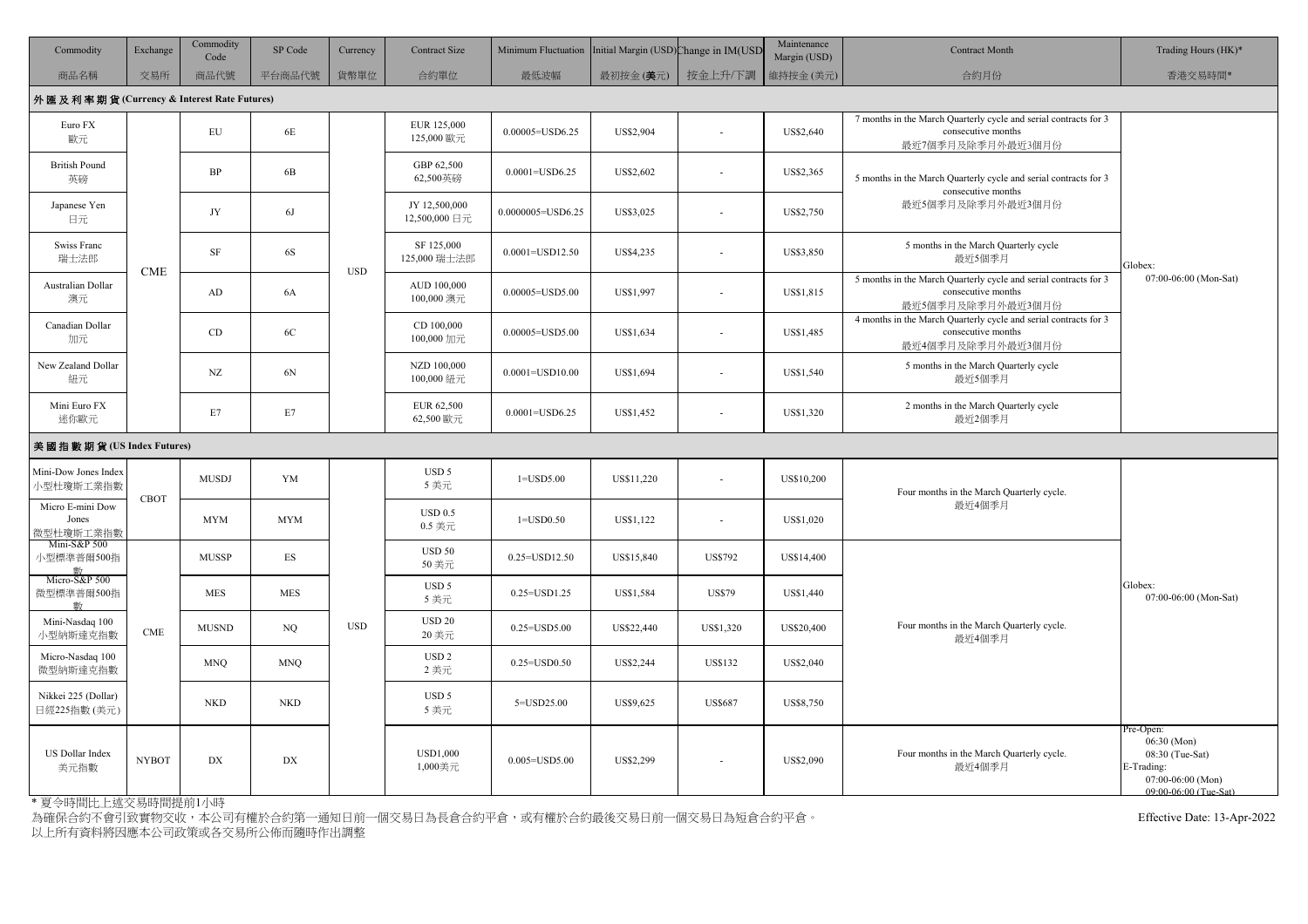| Commodity 商品名稱 | Exchange 交易所 | Commodity Code 商品代號 | SP Code 平台商品代號 | Currency 貨幣單位 | Contract Size 合約單位 | Minimum Fluctuation 最低波幅 | Initial Margin (USD) 最初按金 (美元) | Change in IM(USD) 按金上升/下調 | Maintenance Margin (USD) 維持按金 (美元) | Contract Month 合約月份 | Trading Hours (HK)* 香港交易時間* |
|---|---|---|---|---|---|---|---|---|---|---|---|
| **外匯及利率期貨 (Currency & Interest Rate Futures)** | | | | | | | | | | | |
| Euro FX 歐元 | CME | EU | 6E | USD | EUR 125,000 125,000 歐元 | 0.00005=USD6.25 | US$2,904 | - | US$2,640 | 7 months in the March Quarterly cycle and serial contracts for 3 consecutive months 最近7個季月及除季月外最近3個月份 | Globex: 07:00-06:00 (Mon-Sat) |
| British Pound 英磅 | CME | BP | 6B | USD | GBP 62,500 62,500英磅 | 0.0001=USD6.25 | US$2,602 | - | US$2,365 | 5 months in the March Quarterly cycle and serial contracts for 3 consecutive months 最近5個季月及除季月外最近3個月份 | Globex: 07:00-06:00 (Mon-Sat) |
| Japanese Yen 日元 | CME | JY | 6J | USD | JY 12,500,000 12,500,000 日元 | 0.0000005=USD6.25 | US$3,025 | - | US$2,750 | 5 months in the March Quarterly cycle and serial contracts for 3 consecutive months 最近5個季月及除季月外最近3個月份 | Globex: 07:00-06:00 (Mon-Sat) |
| Swiss Franc 瑞士法郎 | CME | SF | 6S | USD | SF 125,000 125,000 瑞士法郎 | 0.0001=USD12.50 | US$4,235 | - | US$3,850 | 5 months in the March Quarterly cycle 最近5個季月 | Globex: 07:00-06:00 (Mon-Sat) |
| Australian Dollar 澳元 | CME | AD | 6A | USD | AUD 100,000 100,000 澳元 | 0.00005=USD5.00 | US$1,997 | - | US$1,815 | 5 months in the March Quarterly cycle and serial contracts for 3 consecutive months 最近5個季月及除季月外最近3個月份 | Globex: 07:00-06:00 (Mon-Sat) |
| Canadian Dollar 加元 | CME | CD | 6C | USD | CD 100,000 100,000 加元 | 0.00005=USD5.00 | US$1,634 | - | US$1,485 | 4 months in the March Quarterly cycle and serial contracts for 3 consecutive months 最近4個季月及除季月外最近3個月份 | Globex: 07:00-06:00 (Mon-Sat) |
| New Zealand Dollar 紐元 | CME | NZ | 6N | USD | NZD 100,000 100,000 紐元 | 0.0001=USD10.00 | US$1,694 | - | US$1,540 | 5 months in the March Quarterly cycle 最近5個季月 | Globex: 07:00-06:00 (Mon-Sat) |
| Mini Euro FX 迷你歐元 | CME | E7 | E7 | USD | EUR 62,500 62,500 歐元 | 0.0001=USD6.25 | US$1,452 | - | US$1,320 | 2 months in the March Quarterly cycle 最近2個季月 | Globex: 07:00-06:00 (Mon-Sat) |
| **美國指數期貨 (US Index Futures)** | | | | | | | | | | | |
| Mini-Dow Jones Index 小型杜瓊斯工業指數 | CBOT | MUSDJ | YM | USD | USD 5 5 美元 | 1=USD5.00 | US$11,220 | - | US$10,200 | Four months in the March Quarterly cycle. 最近4個季月 | Globex: 07:00-06:00 (Mon-Sat) |
| Micro E-mini Dow Jones 微型杜瓊斯工業指數 | CBOT | MYM | MYM | USD | USD 0.5 0.5 美元 | 1=USD0.50 | US$1,122 | - | US$1,020 | Four months in the March Quarterly cycle. 最近4個季月 | Globex: 07:00-06:00 (Mon-Sat) |
| Mini-S&P 500 小型標準普爾500指數 | CME | MUSSP | ES | USD | USD 50 50 美元 | 0.25=USD12.50 | US$15,840 | US$792 | US$14,400 | Four months in the March Quarterly cycle. 最近4個季月 | Globex: 07:00-06:00 (Mon-Sat) |
| Micro-S&P 500 微型標準普爾500指數 | CME | MES | MES | USD | USD 5 5 美元 | 0.25=USD1.25 | US$1,584 | US$79 | US$1,440 | Four months in the March Quarterly cycle. 最近4個季月 | Globex: 07:00-06:00 (Mon-Sat) |
| Mini-Nasdaq 100 小型納斯達克指數 | CME | MUSND | NQ | USD | USD 20 20 美元 | 0.25=USD5.00 | US$22,440 | US$1,320 | US$20,400 | Four months in the March Quarterly cycle. 最近4個季月 | Globex: 07:00-06:00 (Mon-Sat) |
| Micro-Nasdaq 100 微型納斯達克指數 | CME | MNQ | MNQ | USD | USD 2 2 美元 | 0.25=USD0.50 | US$2,244 | US$132 | US$2,040 | Four months in the March Quarterly cycle. 最近4個季月 | Globex: 07:00-06:00 (Mon-Sat) |
| Nikkei 225 (Dollar) 日經225指數 (美元) | CME | NKD | NKD | USD | USD 5 5 美元 | 5=USD25.00 | US$9,625 | US$687 | US$8,750 | Four months in the March Quarterly cycle. 最近4個季月 | Globex: 07:00-06:00 (Mon-Sat) |
| US Dollar Index 美元指數 | NYBOT | DX | DX | USD | USD1,000 1,000美元 | 0.005=USD5.00 | US$2,299 | - | US$2,090 | Four months in the March Quarterly cycle. 最近4個季月 | Pre-Open: 06:30 (Mon) 08:30 (Tue-Sat) E-Trading: 07:00-06:00 (Mon) 09:00-06:00 (Tue-Sat) |

\* 夏令時間比上述交易時間提前1小時

為確保合約不會引致實物交收，本公司有權於合約第一通知日前一個交易日為長倉合約平倉，或有權於合約最後交易日前一個交易日為短倉合約平倉。

以上所有資料將因應本公司政策或各交易所公佈而隨時作出調整

Effective Date: 13-Apr-2022